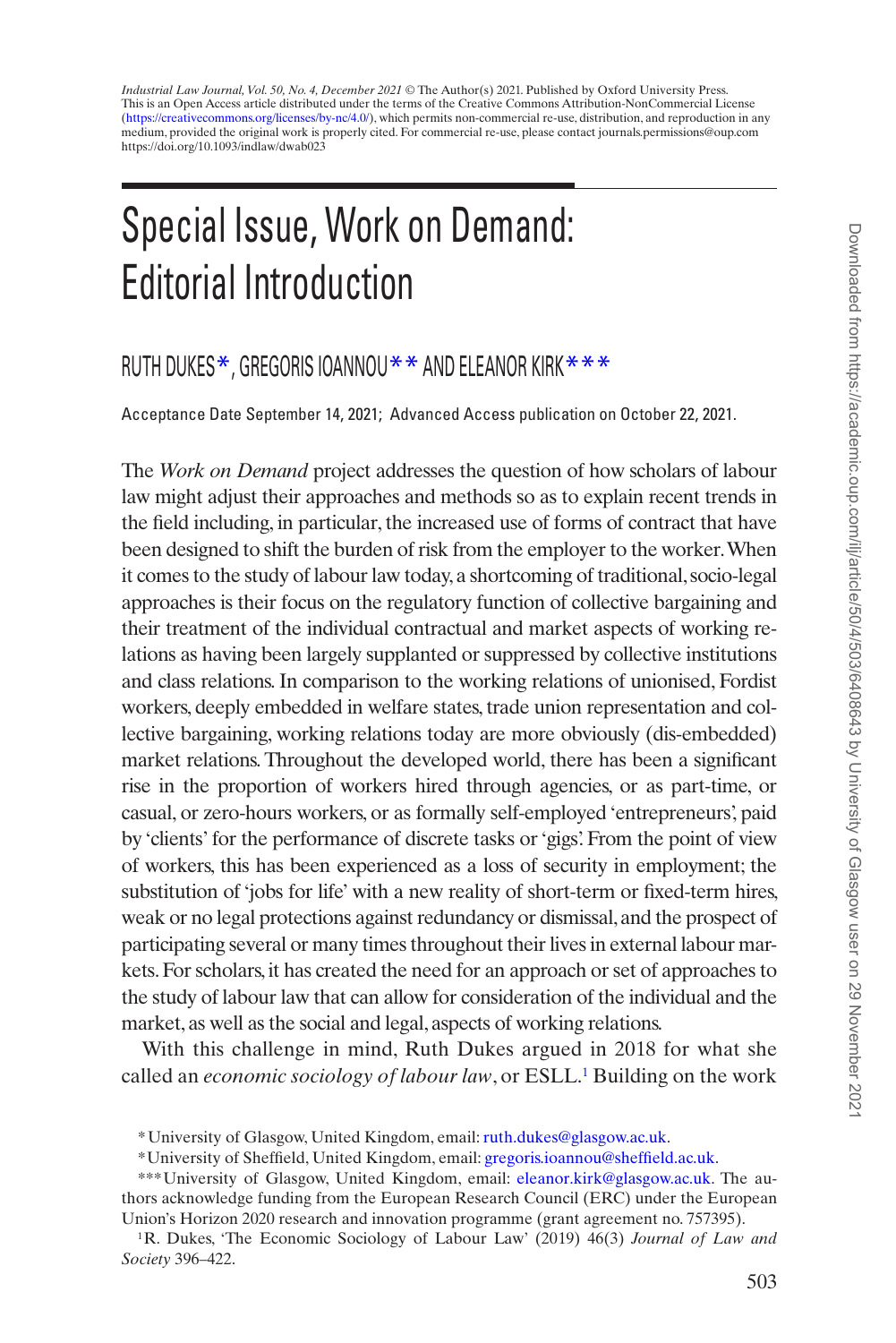*Industrial Law Journal, Vol. 50, No. 4, December 2021* © The Author(s) 2021. Published by Oxford University Press. This is an Open Access article distributed under the terms of the Creative Commons Attribution-NonCommercial License (https://creativecommons.org/licenses/by-nc/4.0/), which permits non-commercial re-use, distribution, and reproduction in any medium, provided the original work is properly cited. For commercial re-use, please contact journals.permissions@oup.com
https://doi.org/10.1093/indlaw/dwab023

# Special Issue, Work on Demand: Editorial Introduction

RUTH DUKES*, GREGORIS IOANNOU** AND ELEANOR KIRK***

Acceptance Date September 14, 2021; Advanced Access publication on October 22, 2021.

The *Work on Demand* project addresses the question of how scholars of labour law might adjust their approaches and methods so as to explain recent trends in the field including, in particular, the increased use of forms of contract that have been designed to shift the burden of risk from the employer to the worker. When it comes to the study of labour law today, a shortcoming of traditional, socio-legal approaches is their focus on the regulatory function of collective bargaining and their treatment of the individual contractual and market aspects of working relations as having been largely supplanted or suppressed by collective institutions and class relations. In comparison to the working relations of unionised, Fordist workers, deeply embedded in welfare states, trade union representation and collective bargaining, working relations today are more obviously (dis-embedded) market relations. Throughout the developed world, there has been a significant rise in the proportion of workers hired through agencies, or as part-time, or casual, or zero-hours workers, or as formally self-employed 'entrepreneurs', paid by 'clients' for the performance of discrete tasks or 'gigs'. From the point of view of workers, this has been experienced as a loss of security in employment; the substitution of 'jobs for life' with a new reality of short-term or fixed-term hires, weak or no legal protections against redundancy or dismissal, and the prospect of participating several or many times throughout their lives in external labour markets. For scholars, it has created the need for an approach or set of approaches to the study of labour law that can allow for consideration of the individual and the market, as well as the social and legal, aspects of working relations.

With this challenge in mind, Ruth Dukes argued in 2018 for what she called an *economic sociology of labour law*, or ESLL.[1] Building on the work

---

* University of Glasgow, United Kingdom, email: ruth.dukes@glasgow.ac.uk.

* University of Sheffield, United Kingdom, email: gregoris.ioannou@sheffield.ac.uk.

*** University of Glasgow, United Kingdom, email: eleanor.kirk@glasgow.ac.uk. The authors acknowledge funding from the European Research Council (ERC) under the European Union's Horizon 2020 research and innovation programme (grant agreement no. 757395).

[1] R. Dukes, 'The Economic Sociology of Labour Law' (2019) 46(3) *Journal of Law and Society* 396–422.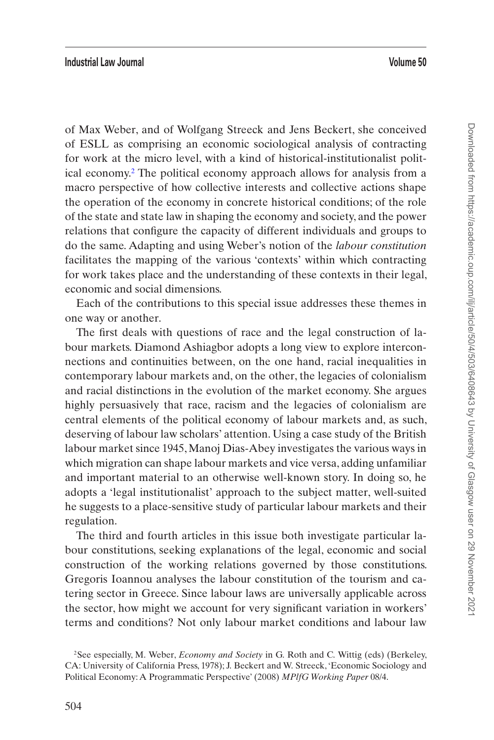of Max Weber, and of Wolfgang Streeck and Jens Beckert, she conceived of ESLL as comprising an economic sociological analysis of contracting for work at the micro level, with a kind of historical-institutionalist political economy.[2] The political economy approach allows for analysis from a macro perspective of how collective interests and collective actions shape the operation of the economy in concrete historical conditions; of the role of the state and state law in shaping the economy and society, and the power relations that configure the capacity of different individuals and groups to do the same. Adapting and using Weber's notion of the *labour constitution* facilitates the mapping of the various 'contexts' within which contracting for work takes place and the understanding of these contexts in their legal, economic and social dimensions.

Each of the contributions to this special issue addresses these themes in one way or another.

The first deals with questions of race and the legal construction of labour markets. Diamond Ashiagbor adopts a long view to explore interconnections and continuities between, on the one hand, racial inequalities in contemporary labour markets and, on the other, the legacies of colonialism and racial distinctions in the evolution of the market economy. She argues highly persuasively that race, racism and the legacies of colonialism are central elements of the political economy of labour markets and, as such, deserving of labour law scholars' attention. Using a case study of the British labour market since 1945, Manoj Dias-Abey investigates the various ways in which migration can shape labour markets and vice versa, adding unfamiliar and important material to an otherwise well-known story. In doing so, he adopts a 'legal institutionalist' approach to the subject matter, well-suited he suggests to a place-sensitive study of particular labour markets and their regulation.

The third and fourth articles in this issue both investigate particular labour constitutions, seeking explanations of the legal, economic and social construction of the working relations governed by those constitutions. Gregoris Ioannou analyses the labour constitution of the tourism and catering sector in Greece. Since labour laws are universally applicable across the sector, how might we account for very significant variation in workers' terms and conditions? Not only labour market conditions and labour law

[2] See especially, M. Weber, *Economy and Society* in G. Roth and C. Wittig (eds) (Berkeley, CA: University of California Press, 1978); J. Beckert and W. Streeck, 'Economic Sociology and Political Economy: A Programmatic Perspective' (2008) *MPIfG Working Paper* 08/4.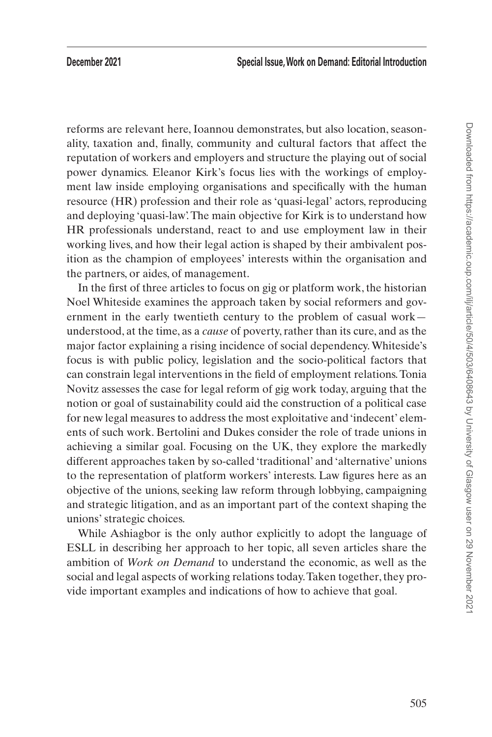reforms are relevant here, Ioannou demonstrates, but also location, seasonality, taxation and, finally, community and cultural factors that affect the reputation of workers and employers and structure the playing out of social power dynamics. Eleanor Kirk's focus lies with the workings of employment law inside employing organisations and specifically with the human resource (HR) profession and their role as 'quasi-legal' actors, reproducing and deploying 'quasi-law'. The main objective for Kirk is to understand how HR professionals understand, react to and use employment law in their working lives, and how their legal action is shaped by their ambivalent position as the champion of employees' interests within the organisation and the partners, or aides, of management.

In the first of three articles to focus on gig or platform work, the historian Noel Whiteside examines the approach taken by social reformers and government in the early twentieth century to the problem of casual work—understood, at the time, as a *cause* of poverty, rather than its cure, and as the major factor explaining a rising incidence of social dependency. Whiteside's focus is with public policy, legislation and the socio-political factors that can constrain legal interventions in the field of employment relations. Tonia Novitz assesses the case for legal reform of gig work today, arguing that the notion or goal of sustainability could aid the construction of a political case for new legal measures to address the most exploitative and 'indecent' elements of such work. Bertolini and Dukes consider the role of trade unions in achieving a similar goal. Focusing on the UK, they explore the markedly different approaches taken by so-called 'traditional' and 'alternative' unions to the representation of platform workers' interests. Law figures here as an objective of the unions, seeking law reform through lobbying, campaigning and strategic litigation, and as an important part of the context shaping the unions' strategic choices.

While Ashiagbor is the only author explicitly to adopt the language of ESLL in describing her approach to her topic, all seven articles share the ambition of *Work on Demand* to understand the economic, as well as the social and legal aspects of working relations today. Taken together, they provide important examples and indications of how to achieve that goal.